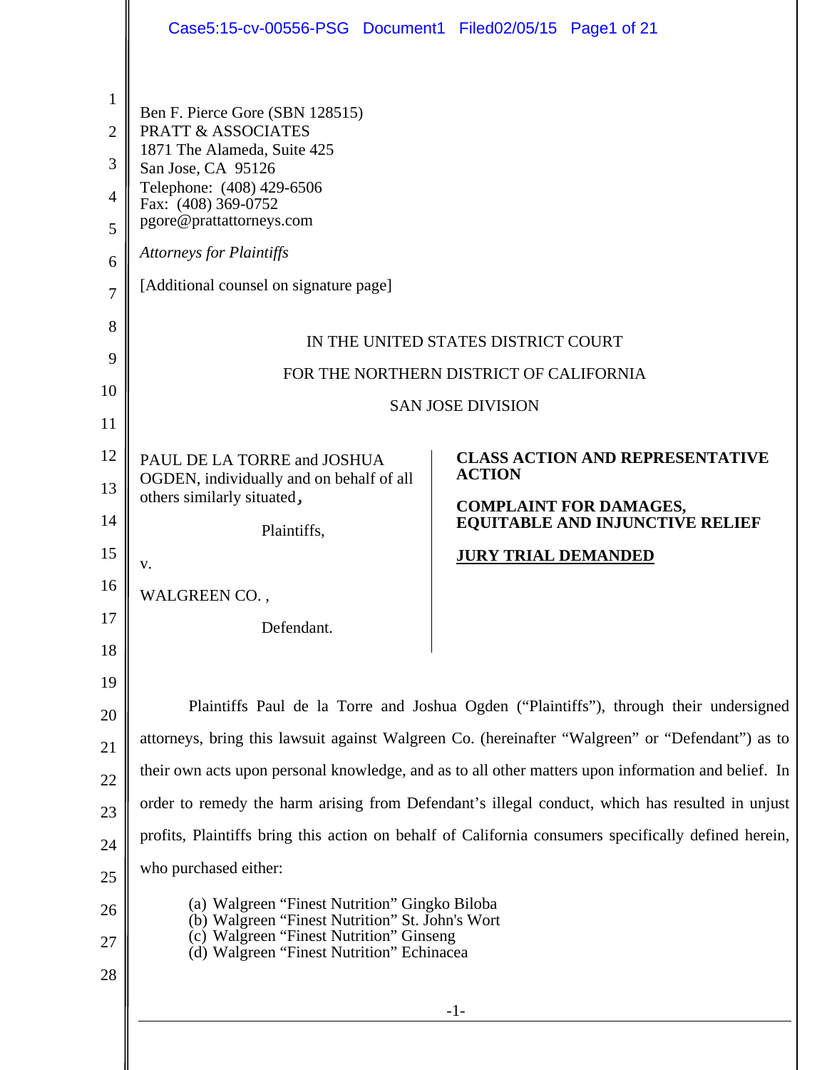Ben F. Pierce Gore (SBN 128515)
PRATT & ASSOCIATES
1871 The Alameda, Suite 425
San Jose, CA 95126
Telephone: (408) 429-6506
Fax: (408) 369-0752
pgore@prattattorneys.com

*Attorneys for Plaintiffs*

[Additional counsel on signature page]

IN THE UNITED STATES DISTRICT COURT

FOR THE NORTHERN DISTRICT OF CALIFORNIA

SAN JOSE DIVISION

PAUL DE LA TORRE and JOSHUA OGDEN, individually and on behalf of all others similarly situated,

Plaintiffs,

v.

WALGREEN CO. ,

Defendant.

**CLASS ACTION AND REPRESENTATIVE ACTION**

**COMPLAINT FOR DAMAGES, EQUITABLE AND INJUNCTIVE RELIEF**

**JURY TRIAL DEMANDED**

Plaintiffs Paul de la Torre and Joshua Ogden ("Plaintiffs"), through their undersigned attorneys, bring this lawsuit against Walgreen Co. (hereinafter "Walgreen" or "Defendant") as to their own acts upon personal knowledge, and as to all other matters upon information and belief. In order to remedy the harm arising from Defendant's illegal conduct, which has resulted in unjust profits, Plaintiffs bring this action on behalf of California consumers specifically defined herein, who purchased either:

(a) Walgreen "Finest Nutrition" Gingko Biloba
(b) Walgreen "Finest Nutrition" St. John's Wort
(c) Walgreen "Finest Nutrition" Ginseng
(d) Walgreen "Finest Nutrition" Echinacea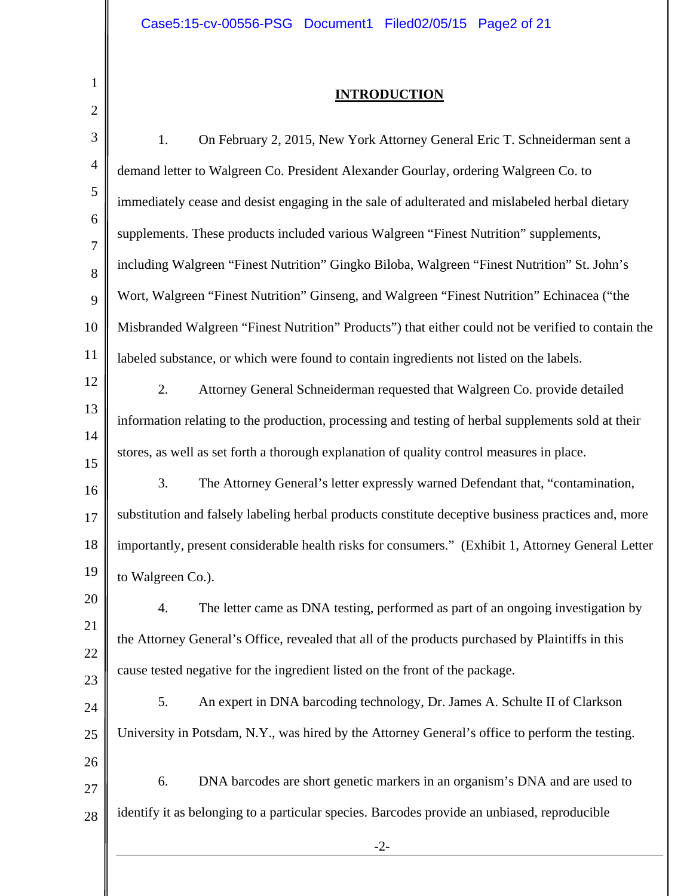## INTRODUCTION

1. On February 2, 2015, New York Attorney General Eric T. Schneiderman sent a demand letter to Walgreen Co. President Alexander Gourlay, ordering Walgreen Co. to immediately cease and desist engaging in the sale of adulterated and mislabeled herbal dietary supplements. These products included various Walgreen "Finest Nutrition" supplements, including Walgreen "Finest Nutrition" Gingko Biloba, Walgreen "Finest Nutrition" St. John's Wort, Walgreen "Finest Nutrition" Ginseng, and Walgreen "Finest Nutrition" Echinacea ("the Misbranded Walgreen "Finest Nutrition" Products") that either could not be verified to contain the labeled substance, or which were found to contain ingredients not listed on the labels.

2. Attorney General Schneiderman requested that Walgreen Co. provide detailed information relating to the production, processing and testing of herbal supplements sold at their stores, as well as set forth a thorough explanation of quality control measures in place.

3. The Attorney General's letter expressly warned Defendant that, "contamination, substitution and falsely labeling herbal products constitute deceptive business practices and, more importantly, present considerable health risks for consumers." (Exhibit 1, Attorney General Letter to Walgreen Co.).

4. The letter came as DNA testing, performed as part of an ongoing investigation by the Attorney General's Office, revealed that all of the products purchased by Plaintiffs in this cause tested negative for the ingredient listed on the front of the package.

5. An expert in DNA barcoding technology, Dr. James A. Schulte II of Clarkson University in Potsdam, N.Y., was hired by the Attorney General's office to perform the testing.

6. DNA barcodes are short genetic markers in an organism's DNA and are used to identify it as belonging to a particular species. Barcodes provide an unbiased, reproducible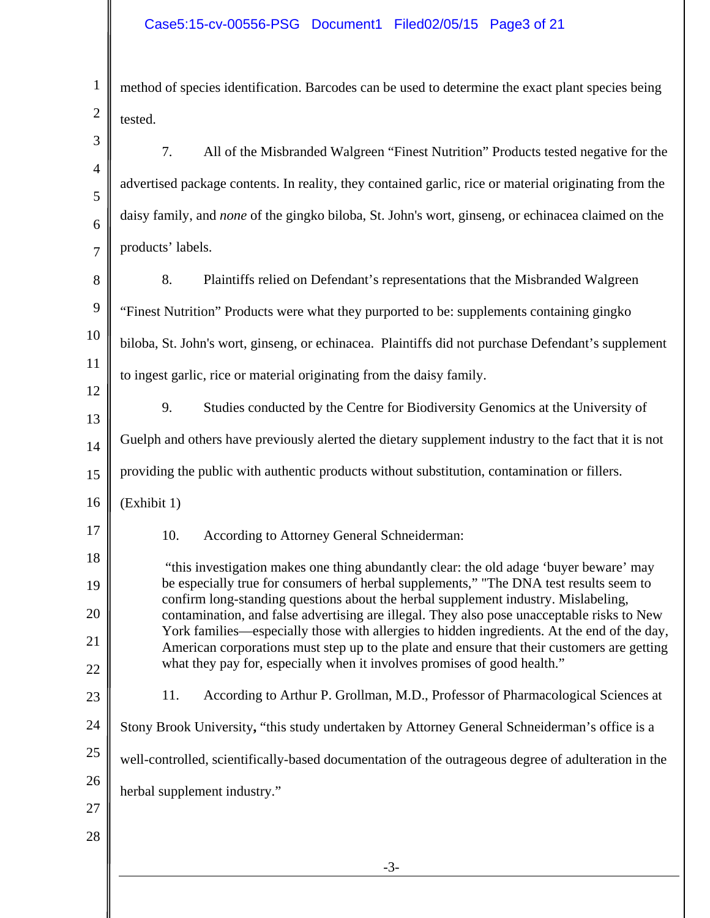method of species identification. Barcodes can be used to determine the exact plant species being tested.

7. All of the Misbranded Walgreen "Finest Nutrition" Products tested negative for the advertised package contents. In reality, they contained garlic, rice or material originating from the daisy family, and *none* of the gingko biloba, St. John's wort, ginseng, or echinacea claimed on the products' labels.

8. Plaintiffs relied on Defendant's representations that the Misbranded Walgreen "Finest Nutrition" Products were what they purported to be: supplements containing gingko biloba, St. John's wort, ginseng, or echinacea. Plaintiffs did not purchase Defendant's supplement to ingest garlic, rice or material originating from the daisy family.

9. Studies conducted by the Centre for Biodiversity Genomics at the University of Guelph and others have previously alerted the dietary supplement industry to the fact that it is not providing the public with authentic products without substitution, contamination or fillers. (Exhibit 1)

10. According to Attorney General Schneiderman:

> "this investigation makes one thing abundantly clear: the old adage 'buyer beware' may be especially true for consumers of herbal supplements," "The DNA test results seem to confirm long-standing questions about the herbal supplement industry. Mislabeling, contamination, and false advertising are illegal. They also pose unacceptable risks to New York families—especially those with allergies to hidden ingredients. At the end of the day, American corporations must step up to the plate and ensure that their customers are getting what they pay for, especially when it involves promises of good health."

11. According to Arthur P. Grollman, M.D., Professor of Pharmacological Sciences at Stony Brook University**,** "this study undertaken by Attorney General Schneiderman's office is a well-controlled, scientifically-based documentation of the outrageous degree of adulteration in the herbal supplement industry."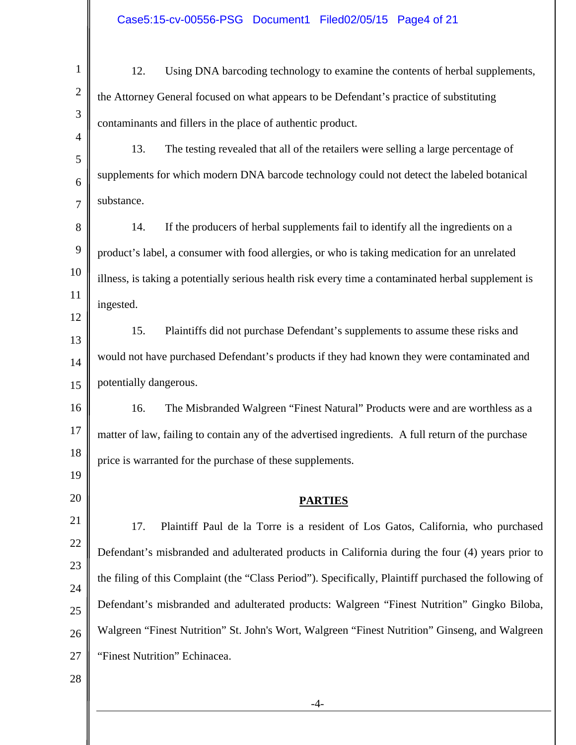12. Using DNA barcoding technology to examine the contents of herbal supplements, the Attorney General focused on what appears to be Defendant's practice of substituting contaminants and fillers in the place of authentic product.

13. The testing revealed that all of the retailers were selling a large percentage of supplements for which modern DNA barcode technology could not detect the labeled botanical substance.

14. If the producers of herbal supplements fail to identify all the ingredients on a product's label, a consumer with food allergies, or who is taking medication for an unrelated illness, is taking a potentially serious health risk every time a contaminated herbal supplement is ingested.

15. Plaintiffs did not purchase Defendant's supplements to assume these risks and would not have purchased Defendant's products if they had known they were contaminated and potentially dangerous.

16. The Misbranded Walgreen "Finest Natural" Products were and are worthless as a matter of law, failing to contain any of the advertised ingredients. A full return of the purchase price is warranted for the purchase of these supplements.

## PARTIES

17. Plaintiff Paul de la Torre is a resident of Los Gatos, California, who purchased Defendant's misbranded and adulterated products in California during the four (4) years prior to the filing of this Complaint (the "Class Period"). Specifically, Plaintiff purchased the following of Defendant's misbranded and adulterated products: Walgreen "Finest Nutrition" Gingko Biloba, Walgreen "Finest Nutrition" St. John's Wort, Walgreen "Finest Nutrition" Ginseng, and Walgreen "Finest Nutrition" Echinacea.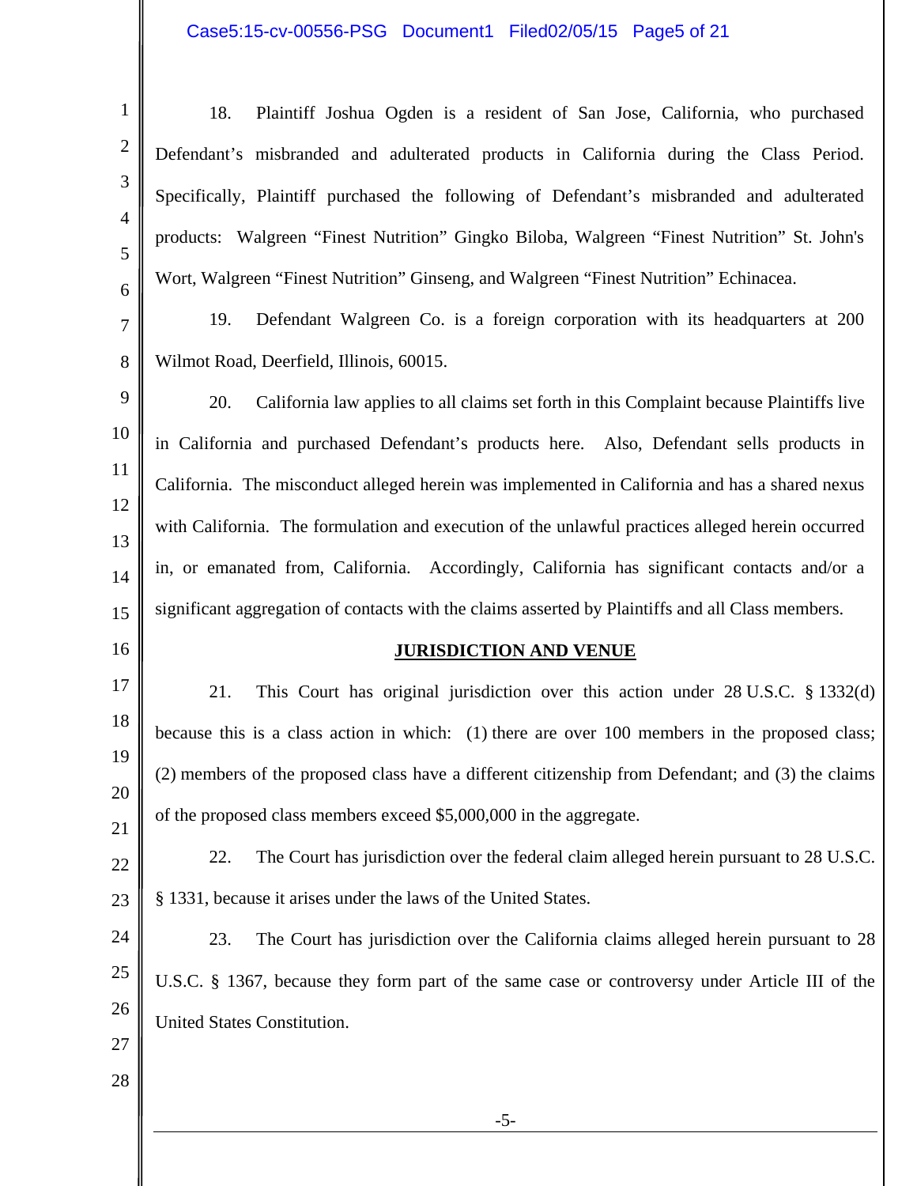18. Plaintiff Joshua Ogden is a resident of San Jose, California, who purchased Defendant's misbranded and adulterated products in California during the Class Period. Specifically, Plaintiff purchased the following of Defendant's misbranded and adulterated products: Walgreen "Finest Nutrition" Gingko Biloba, Walgreen "Finest Nutrition" St. John's Wort, Walgreen "Finest Nutrition" Ginseng, and Walgreen "Finest Nutrition" Echinacea.

19. Defendant Walgreen Co. is a foreign corporation with its headquarters at 200 Wilmot Road, Deerfield, Illinois, 60015.

20. California law applies to all claims set forth in this Complaint because Plaintiffs live in California and purchased Defendant's products here. Also, Defendant sells products in California. The misconduct alleged herein was implemented in California and has a shared nexus with California. The formulation and execution of the unlawful practices alleged herein occurred in, or emanated from, California. Accordingly, California has significant contacts and/or a significant aggregation of contacts with the claims asserted by Plaintiffs and all Class members.

## JURISDICTION AND VENUE

21. This Court has original jurisdiction over this action under 28 U.S.C. § 1332(d) because this is a class action in which: (1) there are over 100 members in the proposed class; (2) members of the proposed class have a different citizenship from Defendant; and (3) the claims of the proposed class members exceed $5,000,000 in the aggregate.

22. The Court has jurisdiction over the federal claim alleged herein pursuant to 28 U.S.C. § 1331, because it arises under the laws of the United States.

23. The Court has jurisdiction over the California claims alleged herein pursuant to 28 U.S.C. § 1367, because they form part of the same case or controversy under Article III of the United States Constitution.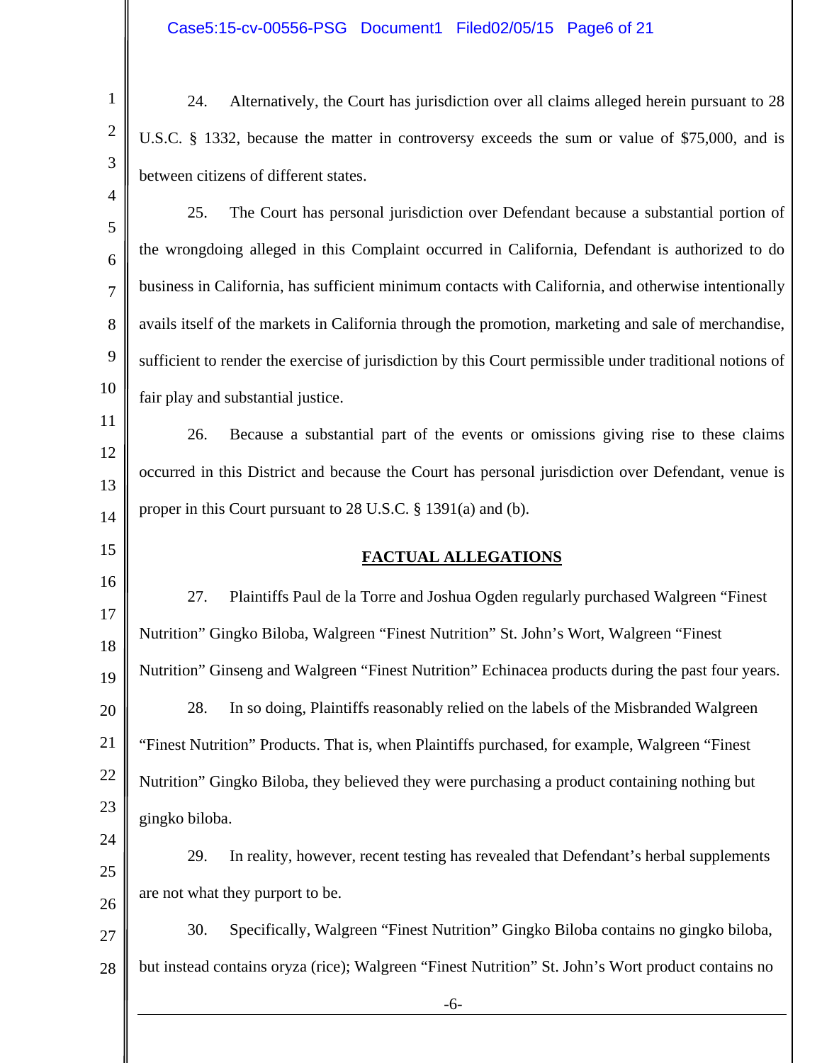24. Alternatively, the Court has jurisdiction over all claims alleged herein pursuant to 28 U.S.C. § 1332, because the matter in controversy exceeds the sum or value of $75,000, and is between citizens of different states.

25. The Court has personal jurisdiction over Defendant because a substantial portion of the wrongdoing alleged in this Complaint occurred in California, Defendant is authorized to do business in California, has sufficient minimum contacts with California, and otherwise intentionally avails itself of the markets in California through the promotion, marketing and sale of merchandise, sufficient to render the exercise of jurisdiction by this Court permissible under traditional notions of fair play and substantial justice.

26. Because a substantial part of the events or omissions giving rise to these claims occurred in this District and because the Court has personal jurisdiction over Defendant, venue is proper in this Court pursuant to 28 U.S.C. § 1391(a) and (b).

## FACTUAL ALLEGATIONS

27. Plaintiffs Paul de la Torre and Joshua Ogden regularly purchased Walgreen "Finest Nutrition" Gingko Biloba, Walgreen "Finest Nutrition" St. John's Wort, Walgreen "Finest Nutrition" Ginseng and Walgreen "Finest Nutrition" Echinacea products during the past four years.

28. In so doing, Plaintiffs reasonably relied on the labels of the Misbranded Walgreen "Finest Nutrition" Products. That is, when Plaintiffs purchased, for example, Walgreen "Finest Nutrition" Gingko Biloba, they believed they were purchasing a product containing nothing but gingko biloba.

29. In reality, however, recent testing has revealed that Defendant's herbal supplements are not what they purport to be.

30. Specifically, Walgreen "Finest Nutrition" Gingko Biloba contains no gingko biloba, but instead contains oryza (rice); Walgreen "Finest Nutrition" St. John's Wort product contains no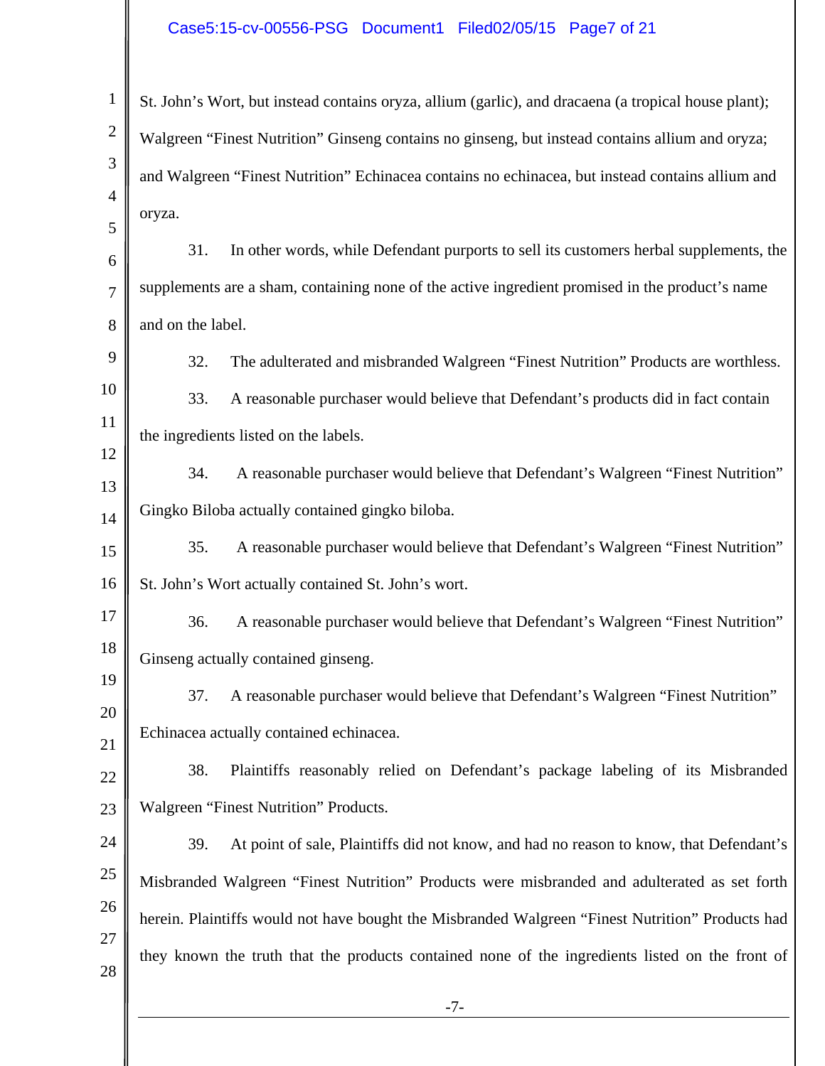St. John's Wort, but instead contains oryza, allium (garlic), and dracaena (a tropical house plant); Walgreen "Finest Nutrition" Ginseng contains no ginseng, but instead contains allium and oryza; and Walgreen "Finest Nutrition" Echinacea contains no echinacea, but instead contains allium and oryza.

31. In other words, while Defendant purports to sell its customers herbal supplements, the supplements are a sham, containing none of the active ingredient promised in the product's name and on the label.

32. The adulterated and misbranded Walgreen "Finest Nutrition" Products are worthless.

33. A reasonable purchaser would believe that Defendant's products did in fact contain the ingredients listed on the labels.

34. A reasonable purchaser would believe that Defendant's Walgreen "Finest Nutrition" Gingko Biloba actually contained gingko biloba.

35. A reasonable purchaser would believe that Defendant's Walgreen "Finest Nutrition" St. John's Wort actually contained St. John's wort.

36. A reasonable purchaser would believe that Defendant's Walgreen "Finest Nutrition" Ginseng actually contained ginseng.

37. A reasonable purchaser would believe that Defendant's Walgreen "Finest Nutrition" Echinacea actually contained echinacea.

38. Plaintiffs reasonably relied on Defendant's package labeling of its Misbranded Walgreen "Finest Nutrition" Products.

39. At point of sale, Plaintiffs did not know, and had no reason to know, that Defendant's Misbranded Walgreen "Finest Nutrition" Products were misbranded and adulterated as set forth herein. Plaintiffs would not have bought the Misbranded Walgreen "Finest Nutrition" Products had they known the truth that the products contained none of the ingredients listed on the front of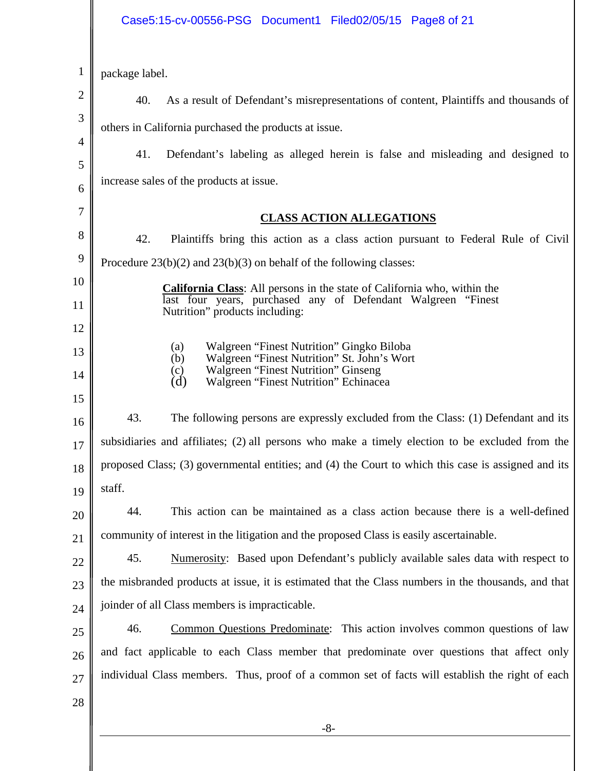package label.

40. As a result of Defendant's misrepresentations of content, Plaintiffs and thousands of others in California purchased the products at issue.

41. Defendant's labeling as alleged herein is false and misleading and designed to increase sales of the products at issue.

## CLASS ACTION ALLEGATIONS

42. Plaintiffs bring this action as a class action pursuant to Federal Rule of Civil Procedure 23(b)(2) and 23(b)(3) on behalf of the following classes:

> **California Class**: All persons in the state of California who, within the last four years, purchased any of Defendant Walgreen "Finest Nutrition" products including:
>
> (a) Walgreen "Finest Nutrition" Gingko Biloba
> (b) Walgreen "Finest Nutrition" St. John's Wort
> (c) Walgreen "Finest Nutrition" Ginseng
> (d) Walgreen "Finest Nutrition" Echinacea

43. The following persons are expressly excluded from the Class: (1) Defendant and its subsidiaries and affiliates; (2) all persons who make a timely election to be excluded from the proposed Class; (3) governmental entities; and (4) the Court to which this case is assigned and its staff.

44. This action can be maintained as a class action because there is a well-defined community of interest in the litigation and the proposed Class is easily ascertainable.

45. Numerosity: Based upon Defendant's publicly available sales data with respect to the misbranded products at issue, it is estimated that the Class numbers in the thousands, and that joinder of all Class members is impracticable.

46. Common Questions Predominate: This action involves common questions of law and fact applicable to each Class member that predominate over questions that affect only individual Class members. Thus, proof of a common set of facts will establish the right of each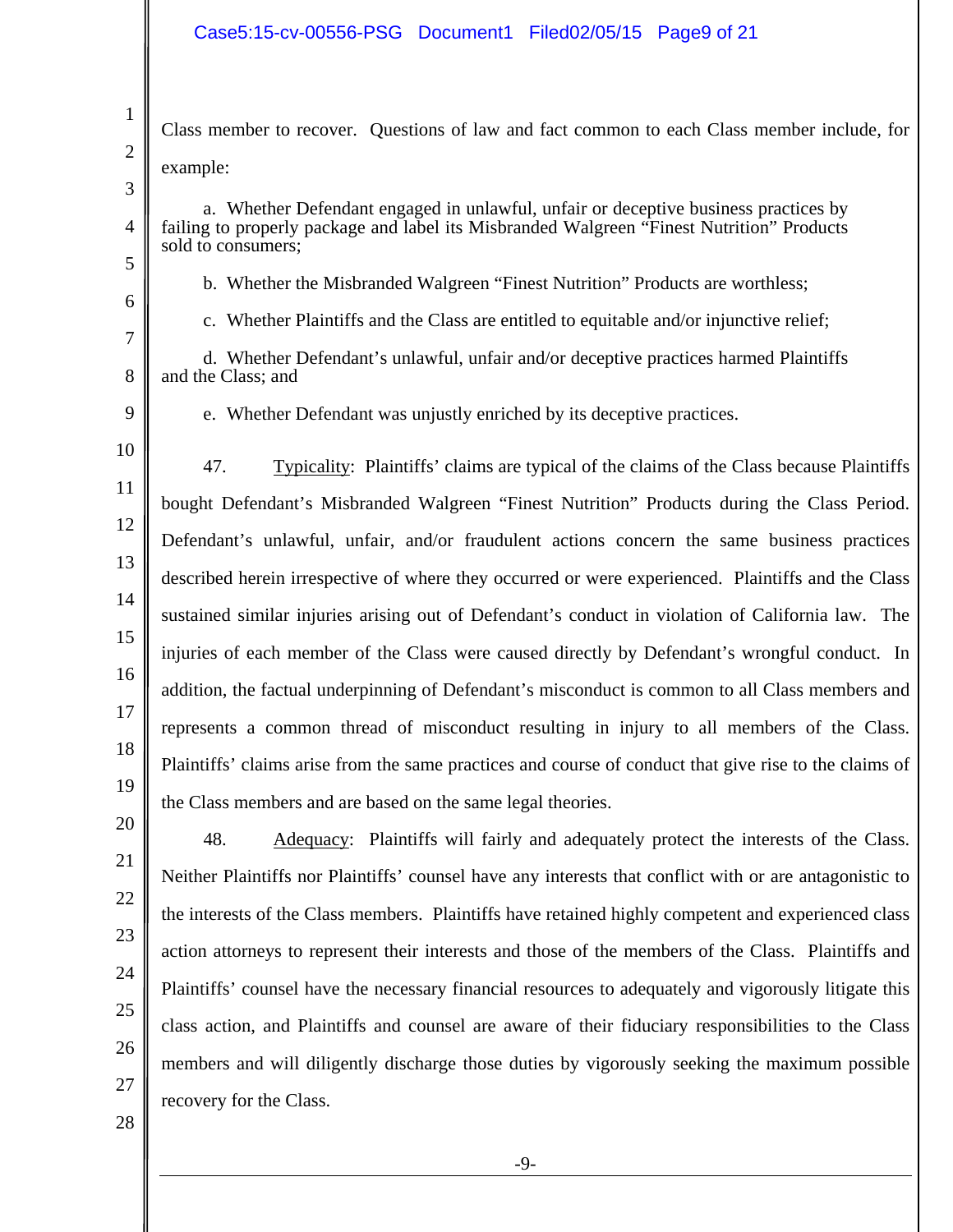Class member to recover. Questions of law and fact common to each Class member include, for example:

a. Whether Defendant engaged in unlawful, unfair or deceptive business practices by failing to properly package and label its Misbranded Walgreen "Finest Nutrition" Products sold to consumers;

b. Whether the Misbranded Walgreen "Finest Nutrition" Products are worthless;

c. Whether Plaintiffs and the Class are entitled to equitable and/or injunctive relief;

d. Whether Defendant's unlawful, unfair and/or deceptive practices harmed Plaintiffs and the Class; and

e. Whether Defendant was unjustly enriched by its deceptive practices.

47. Typicality: Plaintiffs' claims are typical of the claims of the Class because Plaintiffs bought Defendant's Misbranded Walgreen "Finest Nutrition" Products during the Class Period. Defendant's unlawful, unfair, and/or fraudulent actions concern the same business practices described herein irrespective of where they occurred or were experienced. Plaintiffs and the Class sustained similar injuries arising out of Defendant's conduct in violation of California law. The injuries of each member of the Class were caused directly by Defendant's wrongful conduct. In addition, the factual underpinning of Defendant's misconduct is common to all Class members and represents a common thread of misconduct resulting in injury to all members of the Class. Plaintiffs' claims arise from the same practices and course of conduct that give rise to the claims of the Class members and are based on the same legal theories.

48. Adequacy: Plaintiffs will fairly and adequately protect the interests of the Class. Neither Plaintiffs nor Plaintiffs' counsel have any interests that conflict with or are antagonistic to the interests of the Class members. Plaintiffs have retained highly competent and experienced class action attorneys to represent their interests and those of the members of the Class. Plaintiffs and Plaintiffs' counsel have the necessary financial resources to adequately and vigorously litigate this class action, and Plaintiffs and counsel are aware of their fiduciary responsibilities to the Class members and will diligently discharge those duties by vigorously seeking the maximum possible recovery for the Class.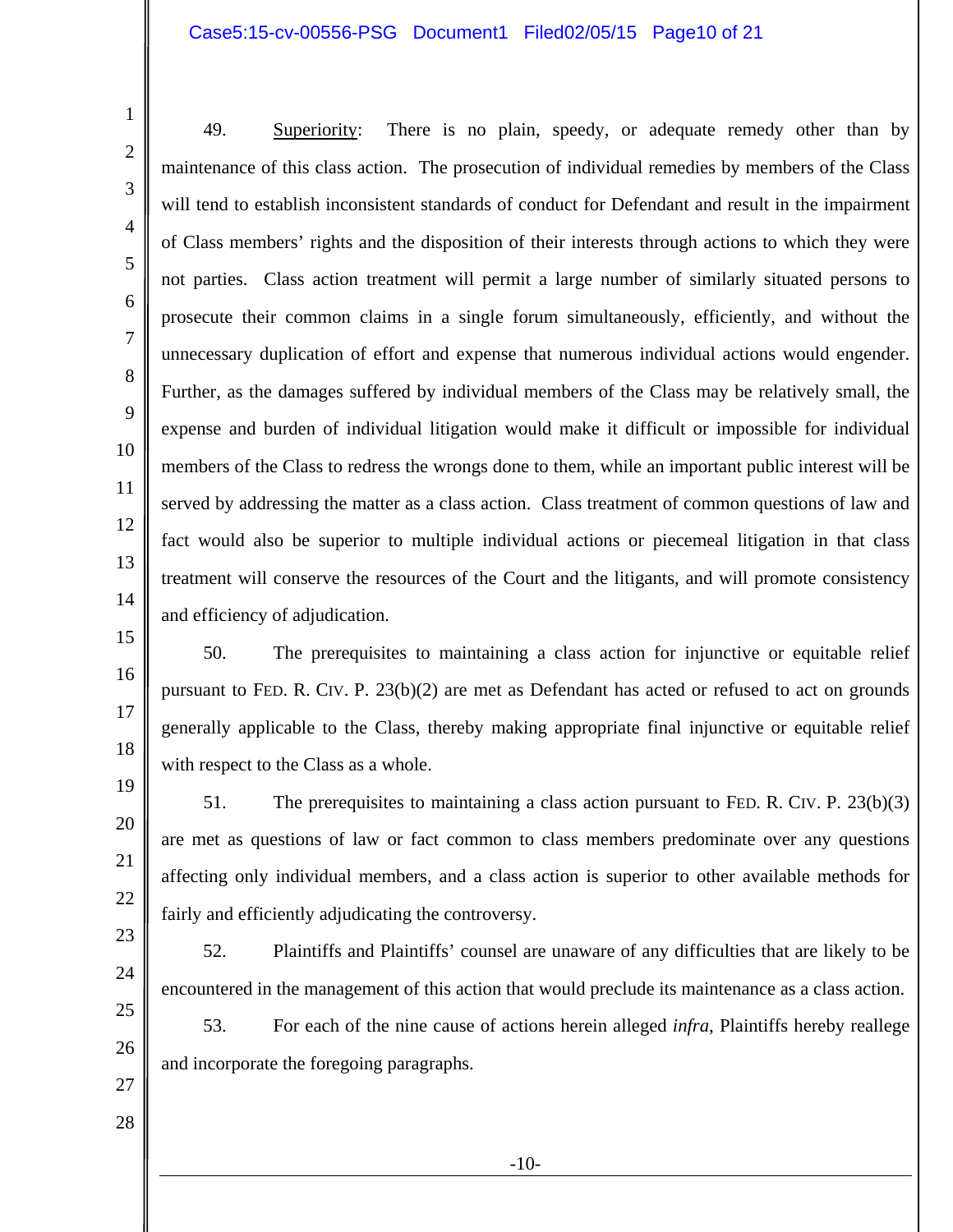49. Superiority: There is no plain, speedy, or adequate remedy other than by maintenance of this class action. The prosecution of individual remedies by members of the Class will tend to establish inconsistent standards of conduct for Defendant and result in the impairment of Class members' rights and the disposition of their interests through actions to which they were not parties. Class action treatment will permit a large number of similarly situated persons to prosecute their common claims in a single forum simultaneously, efficiently, and without the unnecessary duplication of effort and expense that numerous individual actions would engender. Further, as the damages suffered by individual members of the Class may be relatively small, the expense and burden of individual litigation would make it difficult or impossible for individual members of the Class to redress the wrongs done to them, while an important public interest will be served by addressing the matter as a class action. Class treatment of common questions of law and fact would also be superior to multiple individual actions or piecemeal litigation in that class treatment will conserve the resources of the Court and the litigants, and will promote consistency and efficiency of adjudication.

50. The prerequisites to maintaining a class action for injunctive or equitable relief pursuant to FED. R. CIV. P. 23(b)(2) are met as Defendant has acted or refused to act on grounds generally applicable to the Class, thereby making appropriate final injunctive or equitable relief with respect to the Class as a whole.

51. The prerequisites to maintaining a class action pursuant to FED. R. CIV. P. 23(b)(3) are met as questions of law or fact common to class members predominate over any questions affecting only individual members, and a class action is superior to other available methods for fairly and efficiently adjudicating the controversy.

52. Plaintiffs and Plaintiffs' counsel are unaware of any difficulties that are likely to be encountered in the management of this action that would preclude its maintenance as a class action.

53. For each of the nine cause of actions herein alleged *infra*, Plaintiffs hereby reallege and incorporate the foregoing paragraphs.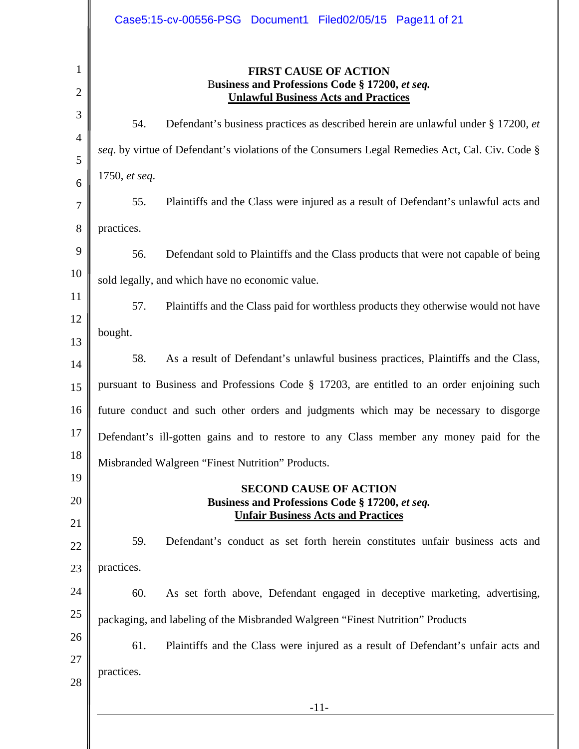**FIRST CAUSE OF ACTION**
**Business and Professions Code § 17200, *et seq.***
**Unlawful Business Acts and Practices**

54. Defendant's business practices as described herein are unlawful under § 17200, *et seq*. by virtue of Defendant's violations of the Consumers Legal Remedies Act, Cal. Civ. Code § 1750, *et seq*.

55. Plaintiffs and the Class were injured as a result of Defendant's unlawful acts and practices.

56. Defendant sold to Plaintiffs and the Class products that were not capable of being sold legally, and which have no economic value.

57. Plaintiffs and the Class paid for worthless products they otherwise would not have bought.

58. As a result of Defendant's unlawful business practices, Plaintiffs and the Class, pursuant to Business and Professions Code § 17203, are entitled to an order enjoining such future conduct and such other orders and judgments which may be necessary to disgorge Defendant's ill-gotten gains and to restore to any Class member any money paid for the Misbranded Walgreen "Finest Nutrition" Products.

**SECOND CAUSE OF ACTION**
**Business and Professions Code § 17200, *et seq.***
**Unfair Business Acts and Practices**

59. Defendant's conduct as set forth herein constitutes unfair business acts and practices.

60. As set forth above, Defendant engaged in deceptive marketing, advertising, packaging, and labeling of the Misbranded Walgreen "Finest Nutrition" Products

61. Plaintiffs and the Class were injured as a result of Defendant's unfair acts and practices.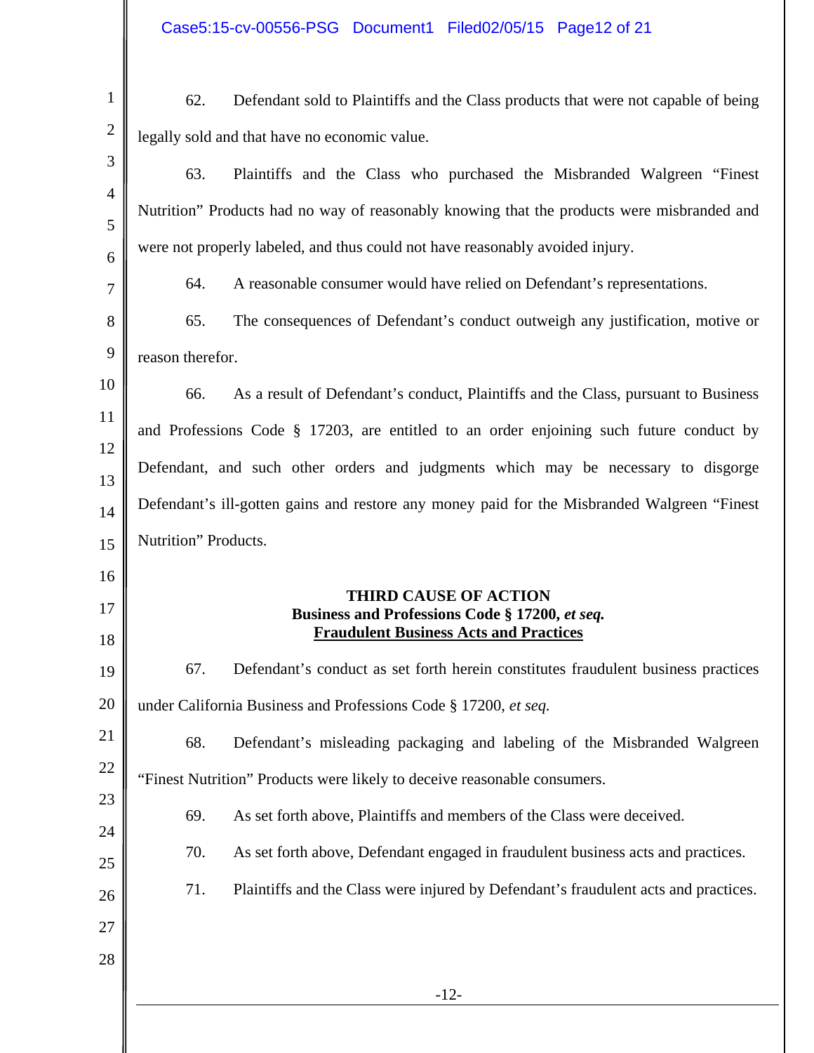62. Defendant sold to Plaintiffs and the Class products that were not capable of being legally sold and that have no economic value.

63. Plaintiffs and the Class who purchased the Misbranded Walgreen "Finest Nutrition" Products had no way of reasonably knowing that the products were misbranded and were not properly labeled, and thus could not have reasonably avoided injury.

64. A reasonable consumer would have relied on Defendant's representations.

65. The consequences of Defendant's conduct outweigh any justification, motive or reason therefor.

66. As a result of Defendant's conduct, Plaintiffs and the Class, pursuant to Business and Professions Code § 17203, are entitled to an order enjoining such future conduct by Defendant, and such other orders and judgments which may be necessary to disgorge Defendant's ill-gotten gains and restore any money paid for the Misbranded Walgreen "Finest Nutrition" Products.

## THIRD CAUSE OF ACTION
**Business and Professions Code § 17200, *et seq.***
**Fraudulent Business Acts and Practices**

67. Defendant's conduct as set forth herein constitutes fraudulent business practices under California Business and Professions Code § 17200, *et seq.*

68. Defendant's misleading packaging and labeling of the Misbranded Walgreen "Finest Nutrition" Products were likely to deceive reasonable consumers.

69. As set forth above, Plaintiffs and members of the Class were deceived.

70. As set forth above, Defendant engaged in fraudulent business acts and practices.

71. Plaintiffs and the Class were injured by Defendant's fraudulent acts and practices.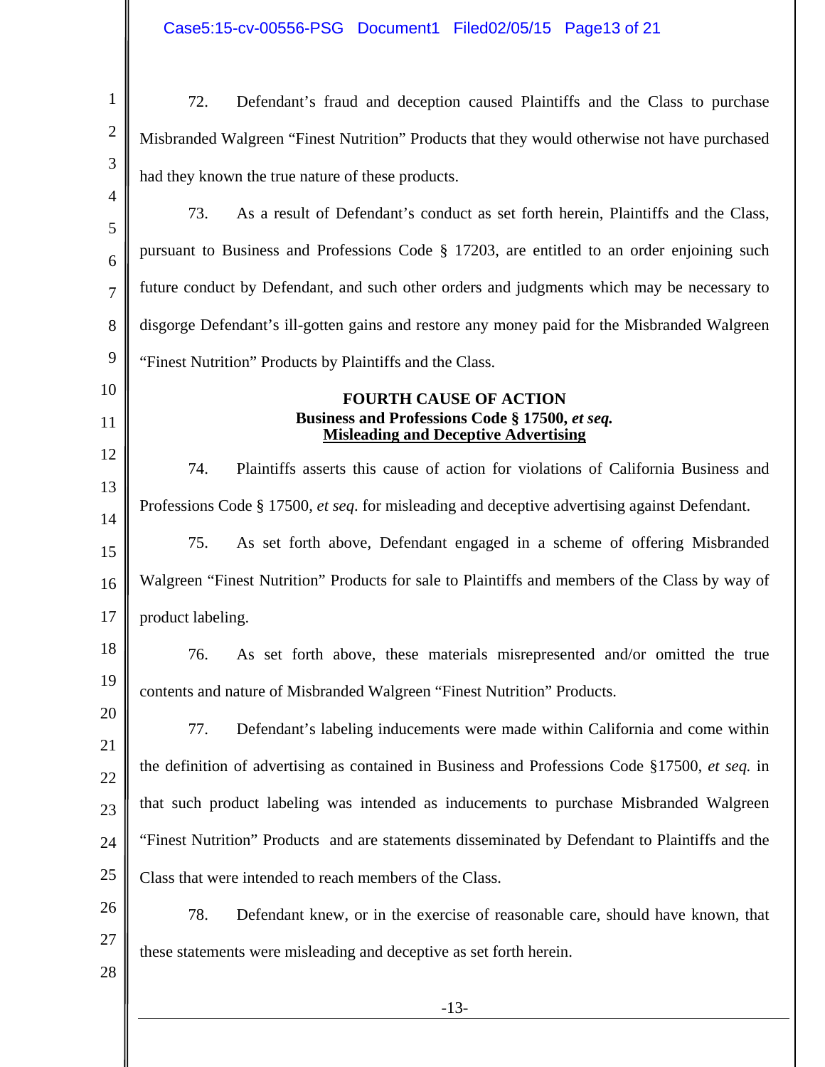72. Defendant's fraud and deception caused Plaintiffs and the Class to purchase Misbranded Walgreen "Finest Nutrition" Products that they would otherwise not have purchased had they known the true nature of these products.

73. As a result of Defendant's conduct as set forth herein, Plaintiffs and the Class, pursuant to Business and Professions Code § 17203, are entitled to an order enjoining such future conduct by Defendant, and such other orders and judgments which may be necessary to disgorge Defendant's ill-gotten gains and restore any money paid for the Misbranded Walgreen "Finest Nutrition" Products by Plaintiffs and the Class.

**FOURTH CAUSE OF ACTION**
**Business and Professions Code § 17500, *et seq.***
**<u>Misleading and Deceptive Advertising</u>**

74. Plaintiffs asserts this cause of action for violations of California Business and Professions Code § 17500, *et seq*. for misleading and deceptive advertising against Defendant.

75. As set forth above, Defendant engaged in a scheme of offering Misbranded Walgreen "Finest Nutrition" Products for sale to Plaintiffs and members of the Class by way of product labeling.

76. As set forth above, these materials misrepresented and/or omitted the true contents and nature of Misbranded Walgreen "Finest Nutrition" Products.

77. Defendant's labeling inducements were made within California and come within the definition of advertising as contained in Business and Professions Code §17500, *et seq.* in that such product labeling was intended as inducements to purchase Misbranded Walgreen "Finest Nutrition" Products and are statements disseminated by Defendant to Plaintiffs and the Class that were intended to reach members of the Class.

78. Defendant knew, or in the exercise of reasonable care, should have known, that these statements were misleading and deceptive as set forth herein.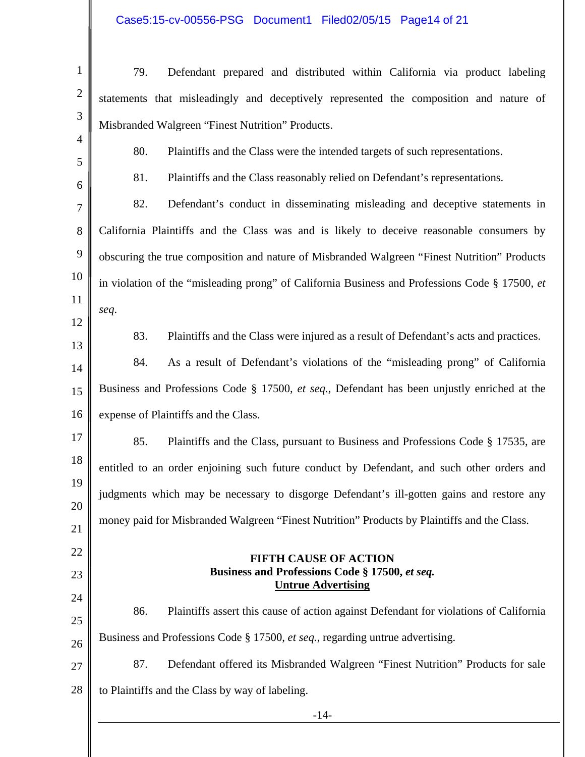79. Defendant prepared and distributed within California via product labeling statements that misleadingly and deceptively represented the composition and nature of Misbranded Walgreen "Finest Nutrition" Products.

80. Plaintiffs and the Class were the intended targets of such representations.

81. Plaintiffs and the Class reasonably relied on Defendant's representations.

82. Defendant's conduct in disseminating misleading and deceptive statements in California Plaintiffs and the Class was and is likely to deceive reasonable consumers by obscuring the true composition and nature of Misbranded Walgreen "Finest Nutrition" Products in violation of the "misleading prong" of California Business and Professions Code § 17500, *et seq*.

83. Plaintiffs and the Class were injured as a result of Defendant's acts and practices.

84. As a result of Defendant's violations of the "misleading prong" of California Business and Professions Code § 17500, *et seq.*, Defendant has been unjustly enriched at the expense of Plaintiffs and the Class.

85. Plaintiffs and the Class, pursuant to Business and Professions Code § 17535, are entitled to an order enjoining such future conduct by Defendant, and such other orders and judgments which may be necessary to disgorge Defendant's ill-gotten gains and restore any money paid for Misbranded Walgreen "Finest Nutrition" Products by Plaintiffs and the Class.

**FIFTH CAUSE OF ACTION**
**Business and Professions Code § 17500, *et seq.***
**Untrue Advertising**

86. Plaintiffs assert this cause of action against Defendant for violations of California Business and Professions Code § 17500, *et seq.*, regarding untrue advertising.

87. Defendant offered its Misbranded Walgreen "Finest Nutrition" Products for sale to Plaintiffs and the Class by way of labeling.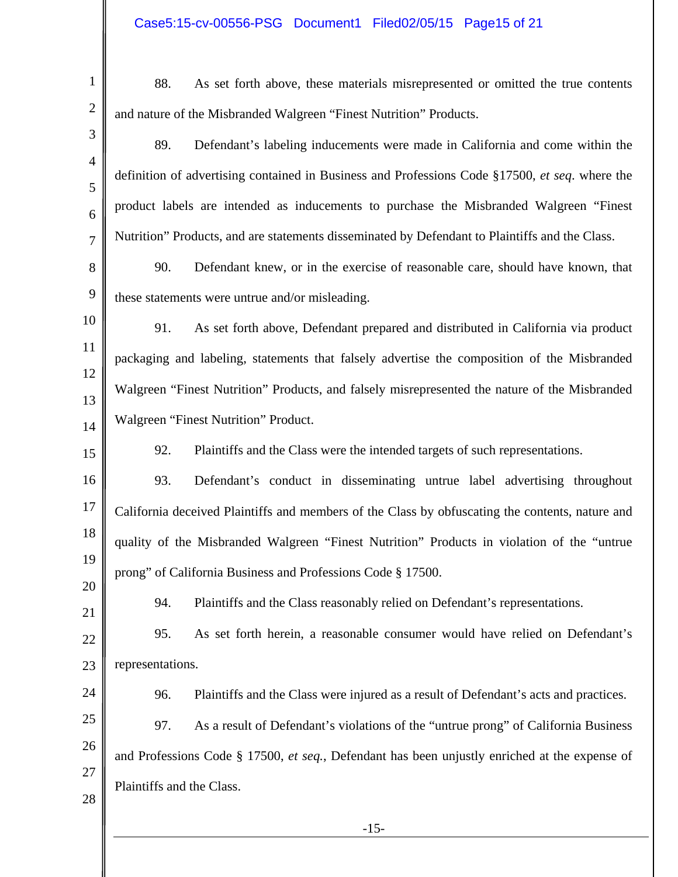88. As set forth above, these materials misrepresented or omitted the true contents and nature of the Misbranded Walgreen “Finest Nutrition” Products.

89. Defendant’s labeling inducements were made in California and come within the definition of advertising contained in Business and Professions Code §17500, *et seq.* where the product labels are intended as inducements to purchase the Misbranded Walgreen “Finest Nutrition” Products, and are statements disseminated by Defendant to Plaintiffs and the Class.

90. Defendant knew, or in the exercise of reasonable care, should have known, that these statements were untrue and/or misleading.

91. As set forth above, Defendant prepared and distributed in California via product packaging and labeling, statements that falsely advertise the composition of the Misbranded Walgreen “Finest Nutrition” Products, and falsely misrepresented the nature of the Misbranded Walgreen “Finest Nutrition” Product.

92. Plaintiffs and the Class were the intended targets of such representations.

93. Defendant’s conduct in disseminating untrue label advertising throughout California deceived Plaintiffs and members of the Class by obfuscating the contents, nature and quality of the Misbranded Walgreen “Finest Nutrition” Products in violation of the “untrue prong” of California Business and Professions Code § 17500.

94. Plaintiffs and the Class reasonably relied on Defendant’s representations.

95. As set forth herein, a reasonable consumer would have relied on Defendant’s representations.

96. Plaintiffs and the Class were injured as a result of Defendant’s acts and practices.

97. As a result of Defendant’s violations of the “untrue prong” of California Business and Professions Code § 17500, *et seq.*, Defendant has been unjustly enriched at the expense of Plaintiffs and the Class.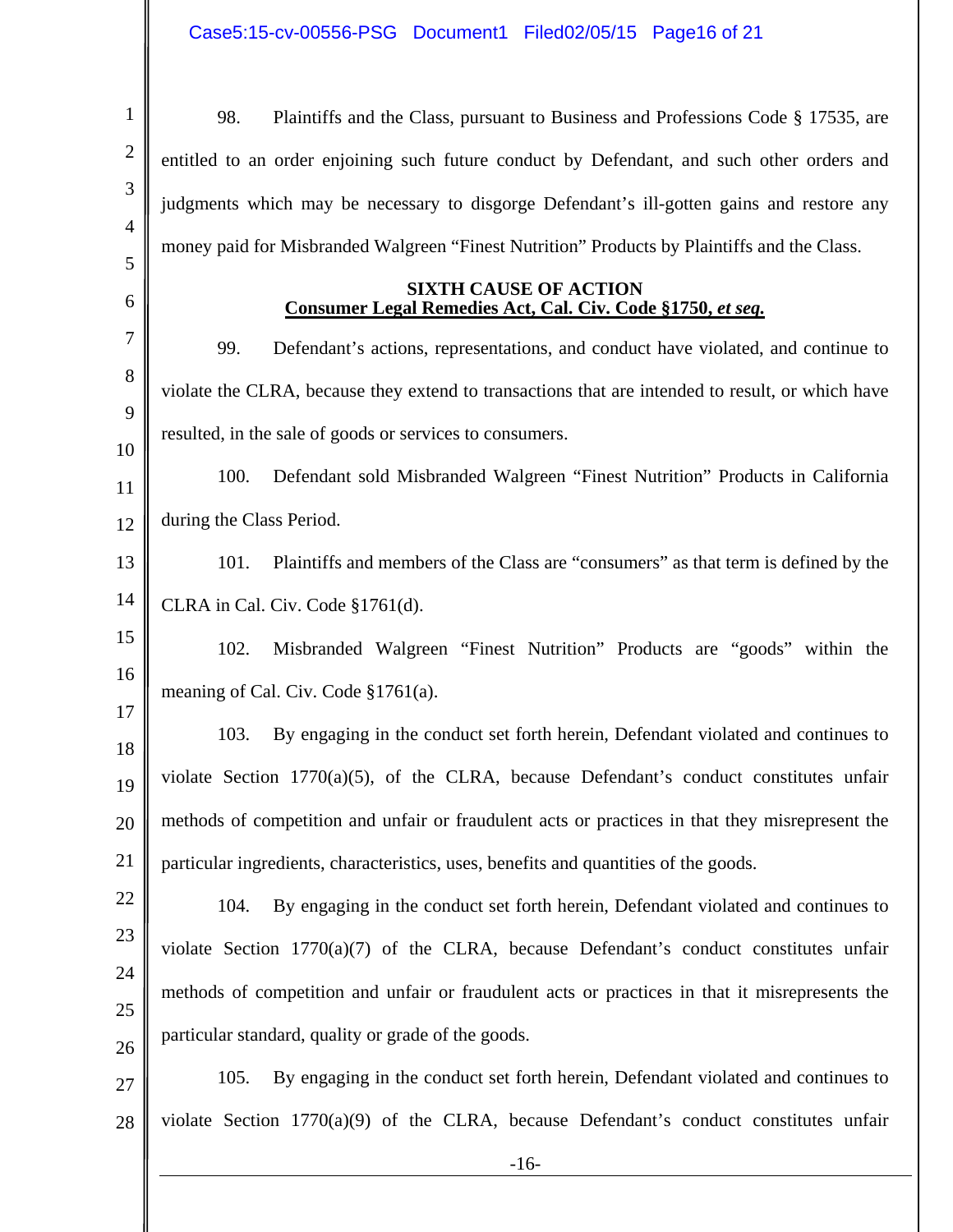98. Plaintiffs and the Class, pursuant to Business and Professions Code § 17535, are entitled to an order enjoining such future conduct by Defendant, and such other orders and judgments which may be necessary to disgorge Defendant's ill-gotten gains and restore any money paid for Misbranded Walgreen "Finest Nutrition" Products by Plaintiffs and the Class.

**SIXTH CAUSE OF ACTION**
**Consumer Legal Remedies Act, Cal. Civ. Code §1750, *et seq.***

99. Defendant's actions, representations, and conduct have violated, and continue to violate the CLRA, because they extend to transactions that are intended to result, or which have resulted, in the sale of goods or services to consumers.

100. Defendant sold Misbranded Walgreen "Finest Nutrition" Products in California during the Class Period.

101. Plaintiffs and members of the Class are "consumers" as that term is defined by the CLRA in Cal. Civ. Code §1761(d).

102. Misbranded Walgreen "Finest Nutrition" Products are "goods" within the meaning of Cal. Civ. Code §1761(a).

103. By engaging in the conduct set forth herein, Defendant violated and continues to violate Section 1770(a)(5), of the CLRA, because Defendant's conduct constitutes unfair methods of competition and unfair or fraudulent acts or practices in that they misrepresent the particular ingredients, characteristics, uses, benefits and quantities of the goods.

104. By engaging in the conduct set forth herein, Defendant violated and continues to violate Section 1770(a)(7) of the CLRA, because Defendant's conduct constitutes unfair methods of competition and unfair or fraudulent acts or practices in that it misrepresents the particular standard, quality or grade of the goods.

105. By engaging in the conduct set forth herein, Defendant violated and continues to violate Section 1770(a)(9) of the CLRA, because Defendant's conduct constitutes unfair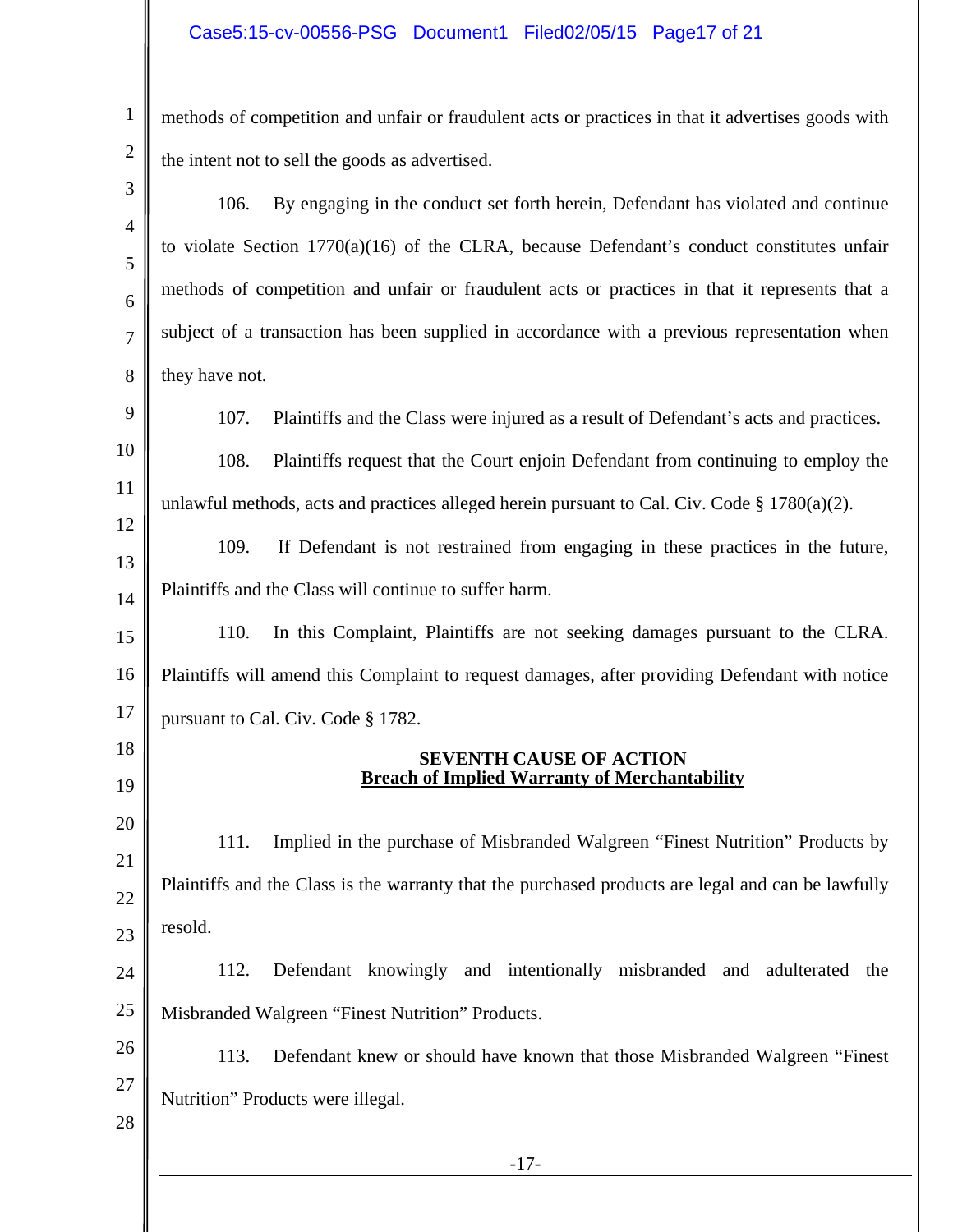methods of competition and unfair or fraudulent acts or practices in that it advertises goods with the intent not to sell the goods as advertised.

106. By engaging in the conduct set forth herein, Defendant has violated and continue to violate Section 1770(a)(16) of the CLRA, because Defendant's conduct constitutes unfair methods of competition and unfair or fraudulent acts or practices in that it represents that a subject of a transaction has been supplied in accordance with a previous representation when they have not.

107. Plaintiffs and the Class were injured as a result of Defendant's acts and practices.

108. Plaintiffs request that the Court enjoin Defendant from continuing to employ the unlawful methods, acts and practices alleged herein pursuant to Cal. Civ. Code § 1780(a)(2).

109. If Defendant is not restrained from engaging in these practices in the future, Plaintiffs and the Class will continue to suffer harm.

110. In this Complaint, Plaintiffs are not seeking damages pursuant to the CLRA. Plaintiffs will amend this Complaint to request damages, after providing Defendant with notice pursuant to Cal. Civ. Code § 1782.

**SEVENTH CAUSE OF ACTION**
**Breach of Implied Warranty of Merchantability**

111. Implied in the purchase of Misbranded Walgreen "Finest Nutrition" Products by Plaintiffs and the Class is the warranty that the purchased products are legal and can be lawfully resold.

112. Defendant knowingly and intentionally misbranded and adulterated the Misbranded Walgreen "Finest Nutrition" Products.

113. Defendant knew or should have known that those Misbranded Walgreen "Finest Nutrition" Products were illegal.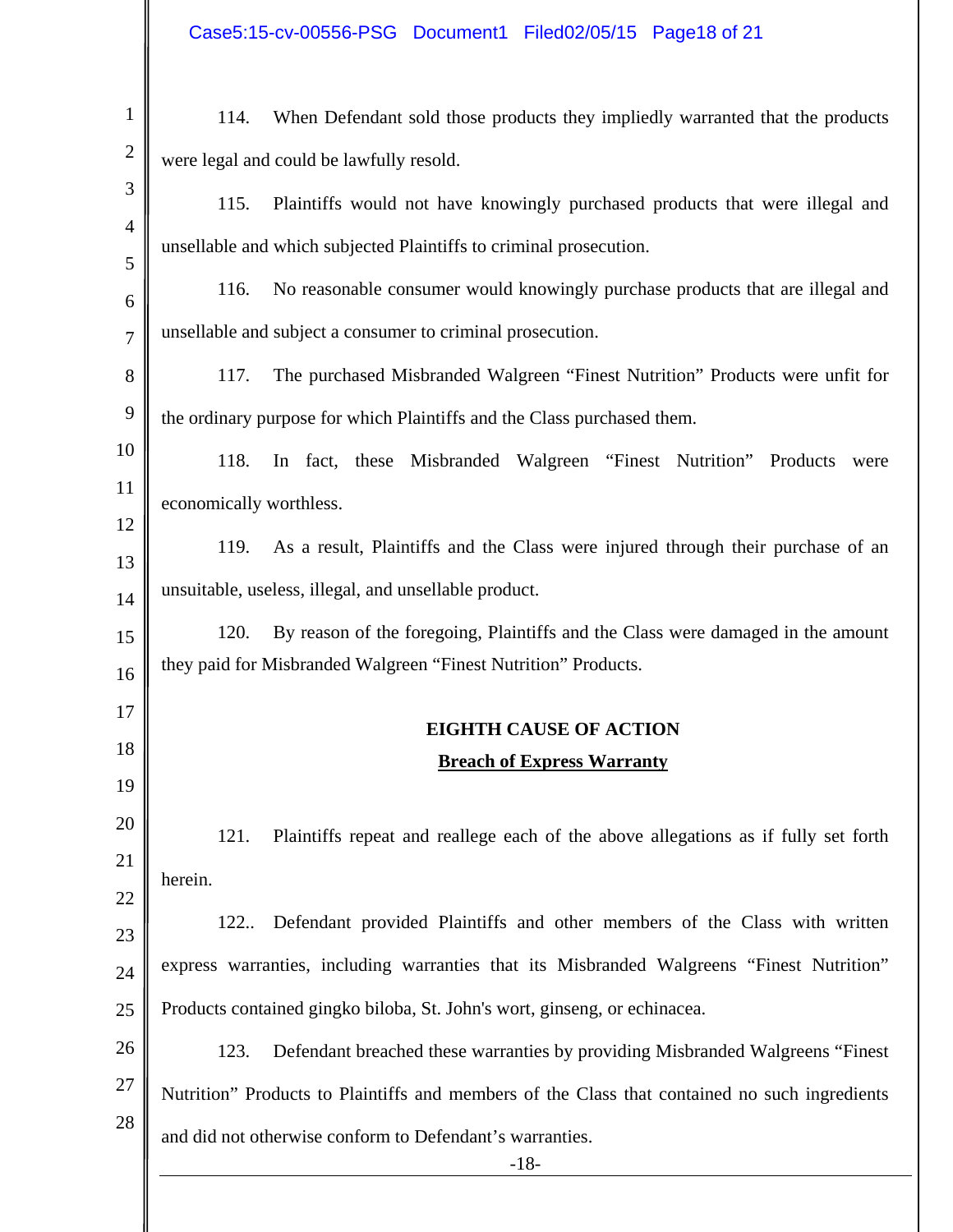114. When Defendant sold those products they impliedly warranted that the products were legal and could be lawfully resold.

115. Plaintiffs would not have knowingly purchased products that were illegal and unsellable and which subjected Plaintiffs to criminal prosecution.

116. No reasonable consumer would knowingly purchase products that are illegal and unsellable and subject a consumer to criminal prosecution.

117. The purchased Misbranded Walgreen "Finest Nutrition" Products were unfit for the ordinary purpose for which Plaintiffs and the Class purchased them.

118. In fact, these Misbranded Walgreen "Finest Nutrition" Products were economically worthless.

119. As a result, Plaintiffs and the Class were injured through their purchase of an unsuitable, useless, illegal, and unsellable product.

120. By reason of the foregoing, Plaintiffs and the Class were damaged in the amount they paid for Misbranded Walgreen "Finest Nutrition" Products.

## EIGHTH CAUSE OF ACTION

## Breach of Express Warranty

121. Plaintiffs repeat and reallege each of the above allegations as if fully set forth herein.

122.. Defendant provided Plaintiffs and other members of the Class with written express warranties, including warranties that its Misbranded Walgreens "Finest Nutrition" Products contained gingko biloba, St. John's wort, ginseng, or echinacea.

123. Defendant breached these warranties by providing Misbranded Walgreens "Finest Nutrition" Products to Plaintiffs and members of the Class that contained no such ingredients and did not otherwise conform to Defendant's warranties.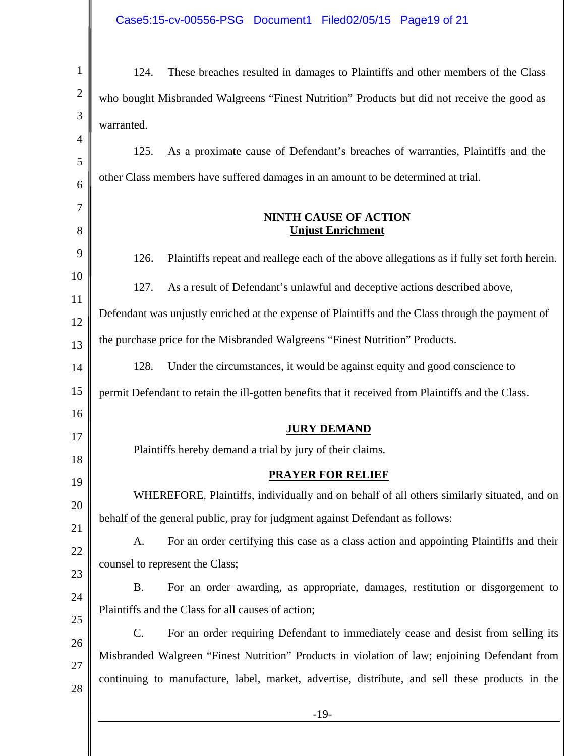124. These breaches resulted in damages to Plaintiffs and other members of the Class who bought Misbranded Walgreens "Finest Nutrition" Products but did not receive the good as warranted.

125. As a proximate cause of Defendant's breaches of warranties, Plaintiffs and the other Class members have suffered damages in an amount to be determined at trial.

**NINTH CAUSE OF ACTION**
**Unjust Enrichment**

126. Plaintiffs repeat and reallege each of the above allegations as if fully set forth herein.

127. As a result of Defendant's unlawful and deceptive actions described above, Defendant was unjustly enriched at the expense of Plaintiffs and the Class through the payment of the purchase price for the Misbranded Walgreens "Finest Nutrition" Products.

128. Under the circumstances, it would be against equity and good conscience to permit Defendant to retain the ill-gotten benefits that it received from Plaintiffs and the Class.

**JURY DEMAND**

Plaintiffs hereby demand a trial by jury of their claims.

**PRAYER FOR RELIEF**

WHEREFORE, Plaintiffs, individually and on behalf of all others similarly situated, and on behalf of the general public, pray for judgment against Defendant as follows:

A. For an order certifying this case as a class action and appointing Plaintiffs and their counsel to represent the Class;

B. For an order awarding, as appropriate, damages, restitution or disgorgement to Plaintiffs and the Class for all causes of action;

C. For an order requiring Defendant to immediately cease and desist from selling its Misbranded Walgreen "Finest Nutrition" Products in violation of law; enjoining Defendant from continuing to manufacture, label, market, advertise, distribute, and sell these products in the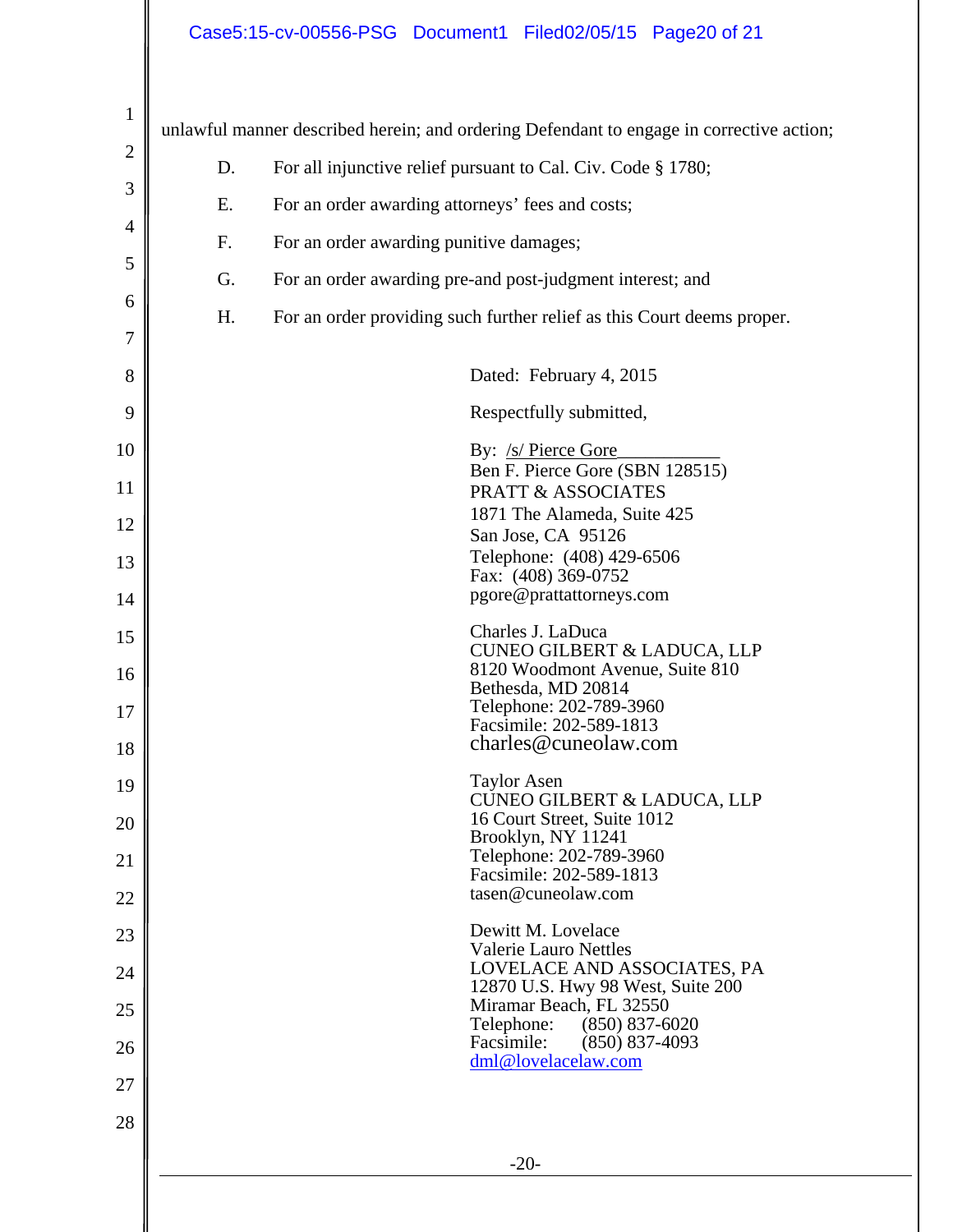unlawful manner described herein; and ordering Defendant to engage in corrective action;

D. For all injunctive relief pursuant to Cal. Civ. Code § 1780;

E. For an order awarding attorneys' fees and costs;

F. For an order awarding punitive damages;

G. For an order awarding pre-and post-judgment interest; and

H. For an order providing such further relief as this Court deems proper.

Dated: February 4, 2015

Respectfully submitted,

By: /s/ Pierce Gore___________
Ben F. Pierce Gore (SBN 128515)
PRATT & ASSOCIATES
1871 The Alameda, Suite 425
San Jose, CA 95126
Telephone: (408) 429-6506
Fax: (408) 369-0752
pgore@prattattorneys.com

Charles J. LaDuca
CUNEO GILBERT & LADUCA, LLP
8120 Woodmont Avenue, Suite 810
Bethesda, MD 20814
Telephone: 202-789-3960
Facsimile: 202-589-1813
charles@cuneolaw.com

Taylor Asen
CUNEO GILBERT & LADUCA, LLP
16 Court Street, Suite 1012
Brooklyn, NY 11241
Telephone: 202-789-3960
Facsimile: 202-589-1813
tasen@cuneolaw.com

Dewitt M. Lovelace
Valerie Lauro Nettles
LOVELACE AND ASSOCIATES, PA
12870 U.S. Hwy 98 West, Suite 200
Miramar Beach, FL 32550
Telephone: (850) 837-6020
Facsimile: (850) 837-4093
dml@lovelacelaw.com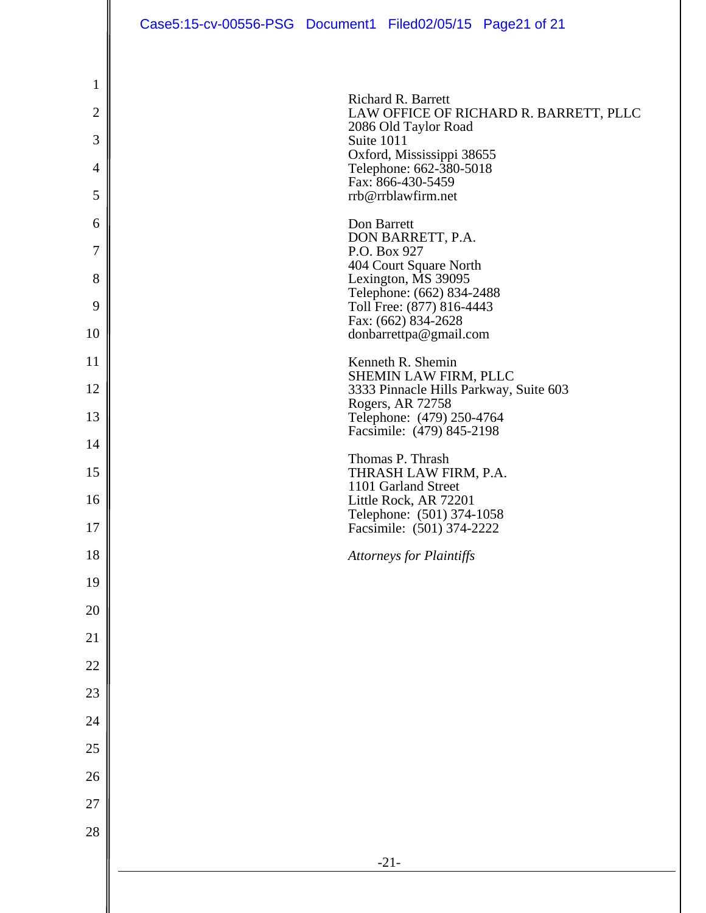Richard R. Barrett
LAW OFFICE OF RICHARD R. BARRETT, PLLC
2086 Old Taylor Road
Suite 1011
Oxford, Mississippi 38655
Telephone: 662-380-5018
Fax: 866-430-5459
rrb@rrblawfirm.net

Don Barrett
DON BARRETT, P.A.
P.O. Box 927
404 Court Square North
Lexington, MS 39095
Telephone: (662) 834-2488
Toll Free: (877) 816-4443
Fax: (662) 834-2628
donbarrettpa@gmail.com

Kenneth R. Shemin
SHEMIN LAW FIRM, PLLC
3333 Pinnacle Hills Parkway, Suite 603
Rogers, AR 72758
Telephone: (479) 250-4764
Facsimile: (479) 845-2198

Thomas P. Thrash
THRASH LAW FIRM, P.A.
1101 Garland Street
Little Rock, AR 72201
Telephone: (501) 374-1058
Facsimile: (501) 374-2222

*Attorneys for Plaintiffs*